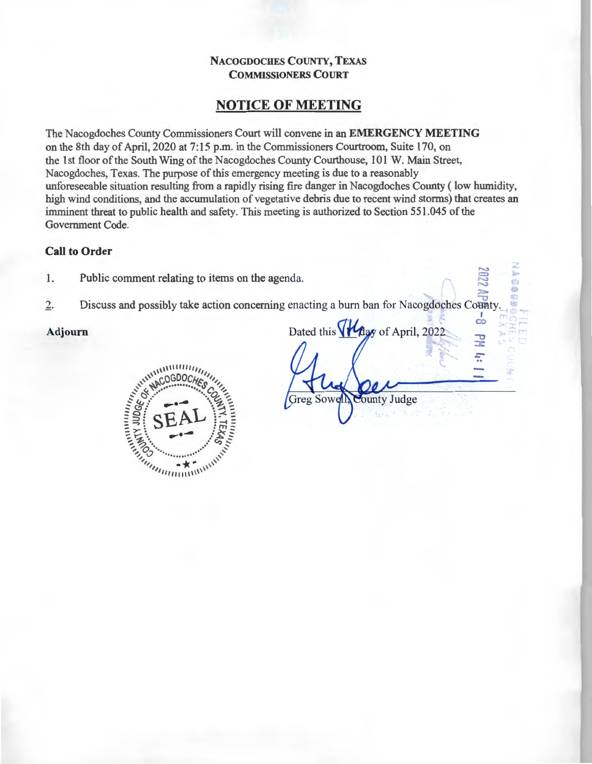**NACOGDOCHES COUNTY, TEXAS**
**COMMISSIONERS COURT**

# NOTICE OF MEETING

The Nacogdoches County Commissioners Court will convene in an **EMERGENCY MEETING** on the 8th day of April, 2020 at 7:15 p.m. in the Commissioners Courtroom, Suite 170, on the 1st floor of the South Wing of the Nacogdoches County Courthouse, 101 W. Main Street, Nacogdoches, Texas. The purpose of this emergency meeting is due to a reasonably unforeseeable situation resulting from a rapidly rising fire danger in Nacogdoches County ( low humidity, high wind conditions, and the accumulation of vegetative debris due to recent wind storms) that creates an imminent threat to public health and safety. This meeting is authorized to Section 551.045 of the Government Code.

**Call to Order**

1. Public comment relating to items on the agenda.

2. Discuss and possibly take action concerning enacting a burn ban for Nacogdoches County.

**Adjourn**

Dated this 7th day of April, 2022

Greg Sowell, County Judge

FILED NACOGDOCHES COUNTY TEXAS 2022 APR -8 PM 4:11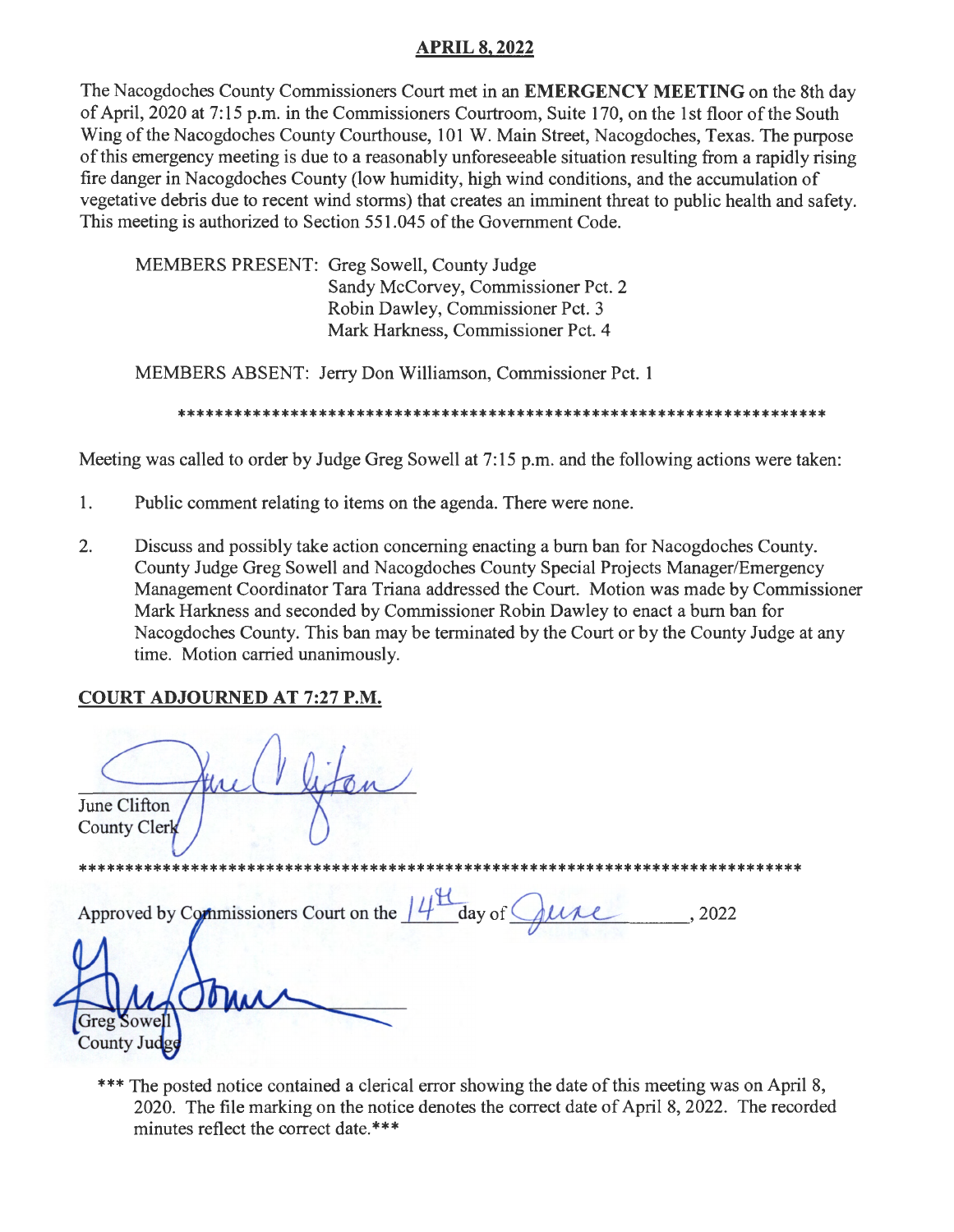## APRIL 8, 2022

The Nacogdoches County Commissioners Court met in an **EMERGENCY MEETING** on the 8th day of April, 2020 at 7:15 p.m. in the Commissioners Courtroom, Suite 170, on the 1st floor of the South Wing of the Nacogdoches County Courthouse, 101 W. Main Street, Nacogdoches, Texas. The purpose of this emergency meeting is due to a reasonably unforeseeable situation resulting from a rapidly rising fire danger in Nacogdoches County (low humidity, high wind conditions, and the accumulation of vegetative debris due to recent wind storms) that creates an imminent threat to public health and safety. This meeting is authorized to Section 551.045 of the Government Code.

MEMBERS PRESENT: Greg Sowell, County Judge
Sandy McCorvey, Commissioner Pct. 2
Robin Dawley, Commissioner Pct. 3
Mark Harkness, Commissioner Pct. 4

MEMBERS ABSENT: Jerry Don Williamson, Commissioner Pct. 1

\*\*\*\*\*\*\*\*\*\*\*\*\*\*\*\*\*\*\*\*\*\*\*\*\*\*\*\*\*\*\*\*\*\*\*\*\*\*\*\*\*\*\*\*\*\*\*\*\*\*\*\*\*\*\*\*\*\*\*\*\*\*\*\*\*\*\*\*\*\*

Meeting was called to order by Judge Greg Sowell at 7:15 p.m. and the following actions were taken:

1. Public comment relating to items on the agenda. There were none.

2. Discuss and possibly take action concerning enacting a burn ban for Nacogdoches County. County Judge Greg Sowell and Nacogdoches County Special Projects Manager/Emergency Management Coordinator Tara Triana addressed the Court. Motion was made by Commissioner Mark Harkness and seconded by Commissioner Robin Dawley to enact a burn ban for Nacogdoches County. This ban may be terminated by the Court or by the County Judge at any time. Motion carried unanimously.

**COURT ADJOURNED AT 7:27 P.M.**

June Clifton
County Clerk

\*\*\*\*\*\*\*\*\*\*\*\*\*\*\*\*\*\*\*\*\*\*\*\*\*\*\*\*\*\*\*\*\*\*\*\*\*\*\*\*\*\*\*\*\*\*\*\*\*\*\*\*\*\*\*\*\*\*\*\*\*\*\*\*\*\*\*\*\*\*\*\*\*\*\*\*\*\*

Approved by Commissioners Court on the 14th day of June, 2022

Greg Sowell
County Judge

\*\*\* The posted notice contained a clerical error showing the date of this meeting was on April 8, 2020. The file marking on the notice denotes the correct date of April 8, 2022. The recorded minutes reflect the correct date.\*\*\*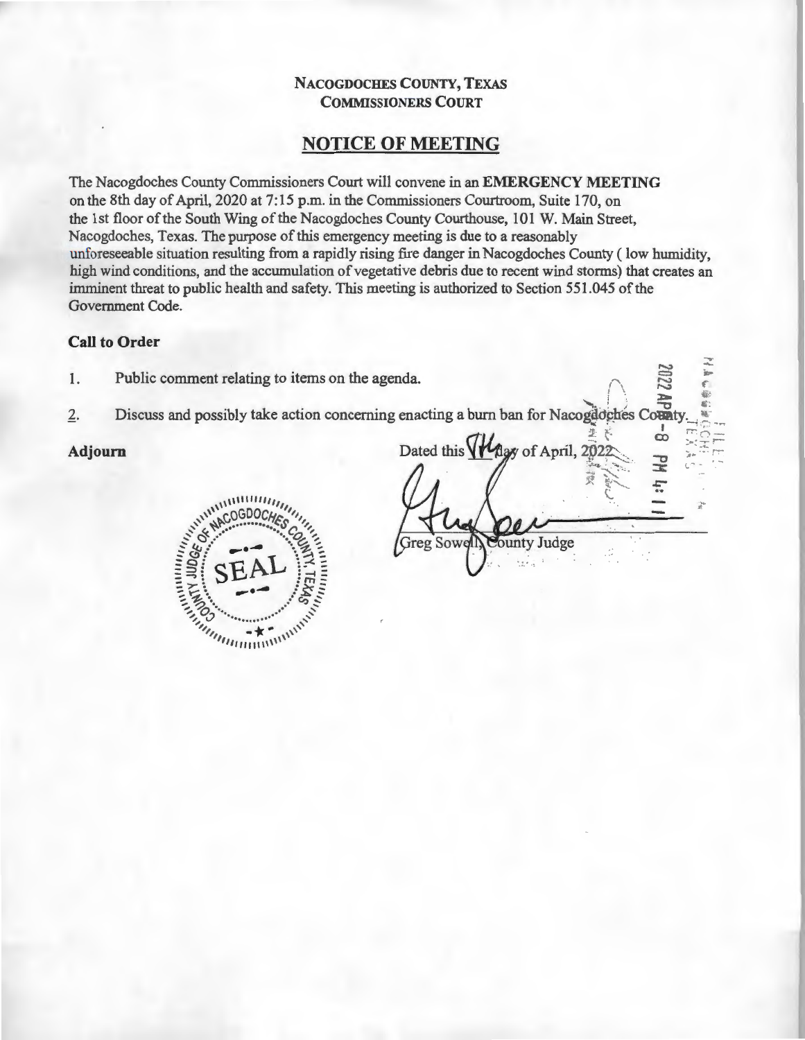**NACOGDOCHES COUNTY, TEXAS**
**COMMISSIONERS COURT**

## NOTICE OF MEETING

The Nacogdoches County Commissioners Court will convene in an **EMERGENCY MEETING** on the 8th day of April, 2020 at 7:15 p.m. in the Commissioners Courtroom, Suite 170, on the 1st floor of the South Wing of the Nacogdoches County Courthouse, 101 W. Main Street, Nacogdoches, Texas. The purpose of this emergency meeting is due to a reasonably unforeseeable situation resulting from a rapidly rising fire danger in Nacogdoches County ( low humidity, high wind conditions, and the accumulation of vegetative debris due to recent wind storms) that creates an imminent threat to public health and safety. This meeting is authorized to Section 551.045 of the Government Code.

**Call to Order**

1. Public comment relating to items on the agenda.
2. Discuss and possibly take action concerning enacting a burn ban for Nacogdoches County.

**Adjourn**

Dated this 7th day of April, 2022

Greg Sowell, County Judge

SEAL — COUNTY JUDGE OF NACOGDOCHES COUNTY, TEXAS

2022 APR -8 PM 4:11